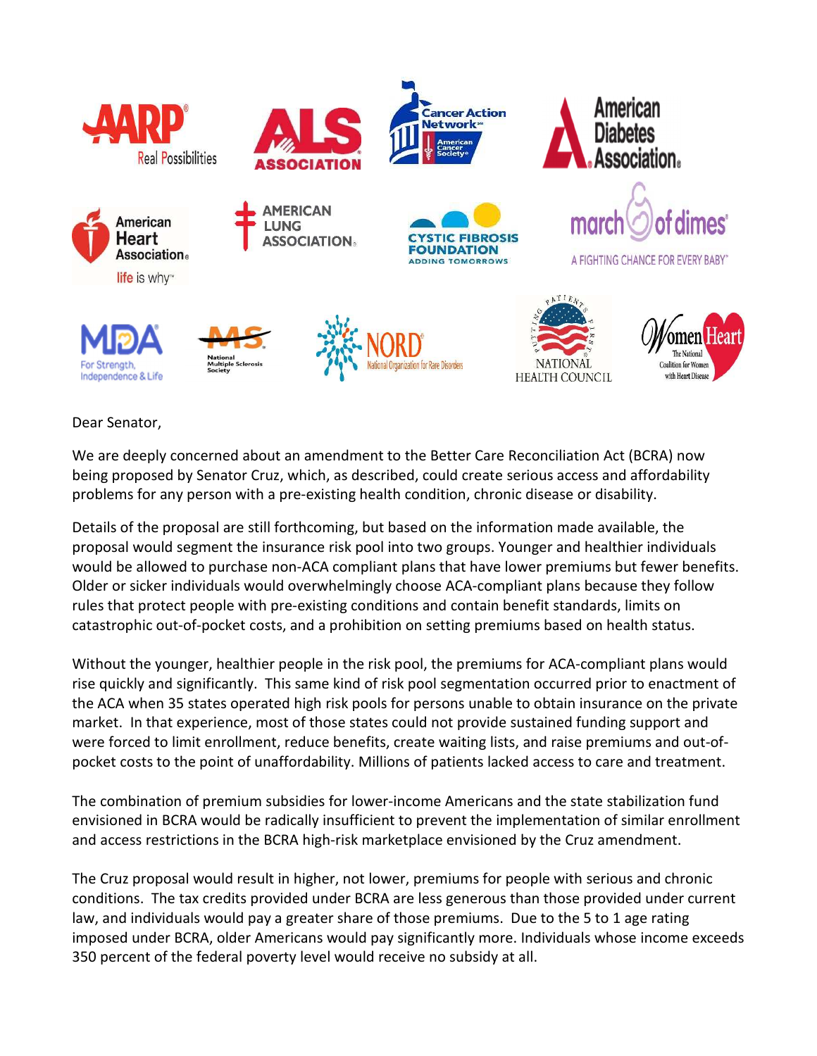Dear Senator,

We are deeply concerned about an amendment to the Better Care Reconciliation Act (BCRA) now being proposed by Senator Cruz, which, as described, could create serious access and affordability problems for any person with a pre-existing health condition, chronic disease or disability.

Details of the proposal are still forthcoming, but based on the information made available, the proposal would segment the insurance risk pool into two groups. Younger and healthier individuals would be allowed to purchase non-ACA compliant plans that have lower premiums but fewer benefits. Older or sicker individuals would overwhelmingly choose ACA-compliant plans because they follow rules that protect people with pre-existing conditions and contain benefit standards, limits on catastrophic out-of-pocket costs, and a prohibition on setting premiums based on health status.

Without the younger, healthier people in the risk pool, the premiums for ACA-compliant plans would rise quickly and significantly. This same kind of risk pool segmentation occurred prior to enactment of the ACA when 35 states operated high risk pools for persons unable to obtain insurance on the private market. In that experience, most of those states could not provide sustained funding support and were forced to limit enrollment, reduce benefits, create waiting lists, and raise premiums and out-of-pocket costs to the point of unaffordability. Millions of patients lacked access to care and treatment.

The combination of premium subsidies for lower-income Americans and the state stabilization fund envisioned in BCRA would be radically insufficient to prevent the implementation of similar enrollment and access restrictions in the BCRA high-risk marketplace envisioned by the Cruz amendment.

The Cruz proposal would result in higher, not lower, premiums for people with serious and chronic conditions. The tax credits provided under BCRA are less generous than those provided under current law, and individuals would pay a greater share of those premiums. Due to the 5 to 1 age rating imposed under BCRA, older Americans would pay significantly more. Individuals whose income exceeds 350 percent of the federal poverty level would receive no subsidy at all.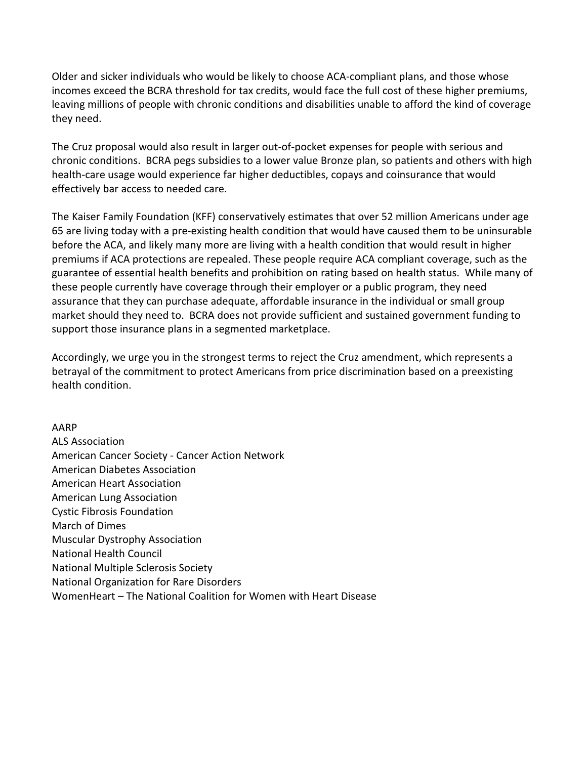Older and sicker individuals who would be likely to choose ACA-compliant plans, and those whose incomes exceed the BCRA threshold for tax credits, would face the full cost of these higher premiums, leaving millions of people with chronic conditions and disabilities unable to afford the kind of coverage they need.

The Cruz proposal would also result in larger out-of-pocket expenses for people with serious and chronic conditions. BCRA pegs subsidies to a lower value Bronze plan, so patients and others with high health-care usage would experience far higher deductibles, copays and coinsurance that would effectively bar access to needed care.

The Kaiser Family Foundation (KFF) conservatively estimates that over 52 million Americans under age 65 are living today with a pre-existing health condition that would have caused them to be uninsurable before the ACA, and likely many more are living with a health condition that would result in higher premiums if ACA protections are repealed. These people require ACA compliant coverage, such as the guarantee of essential health benefits and prohibition on rating based on health status. While many of these people currently have coverage through their employer or a public program, they need assurance that they can purchase adequate, affordable insurance in the individual or small group market should they need to. BCRA does not provide sufficient and sustained government funding to support those insurance plans in a segmented marketplace.

Accordingly, we urge you in the strongest terms to reject the Cruz amendment, which represents a betrayal of the commitment to protect Americans from price discrimination based on a preexisting health condition.

AARP
ALS Association
American Cancer Society - Cancer Action Network
American Diabetes Association
American Heart Association
American Lung Association
Cystic Fibrosis Foundation
March of Dimes
Muscular Dystrophy Association
National Health Council
National Multiple Sclerosis Society
National Organization for Rare Disorders
WomenHeart – The National Coalition for Women with Heart Disease